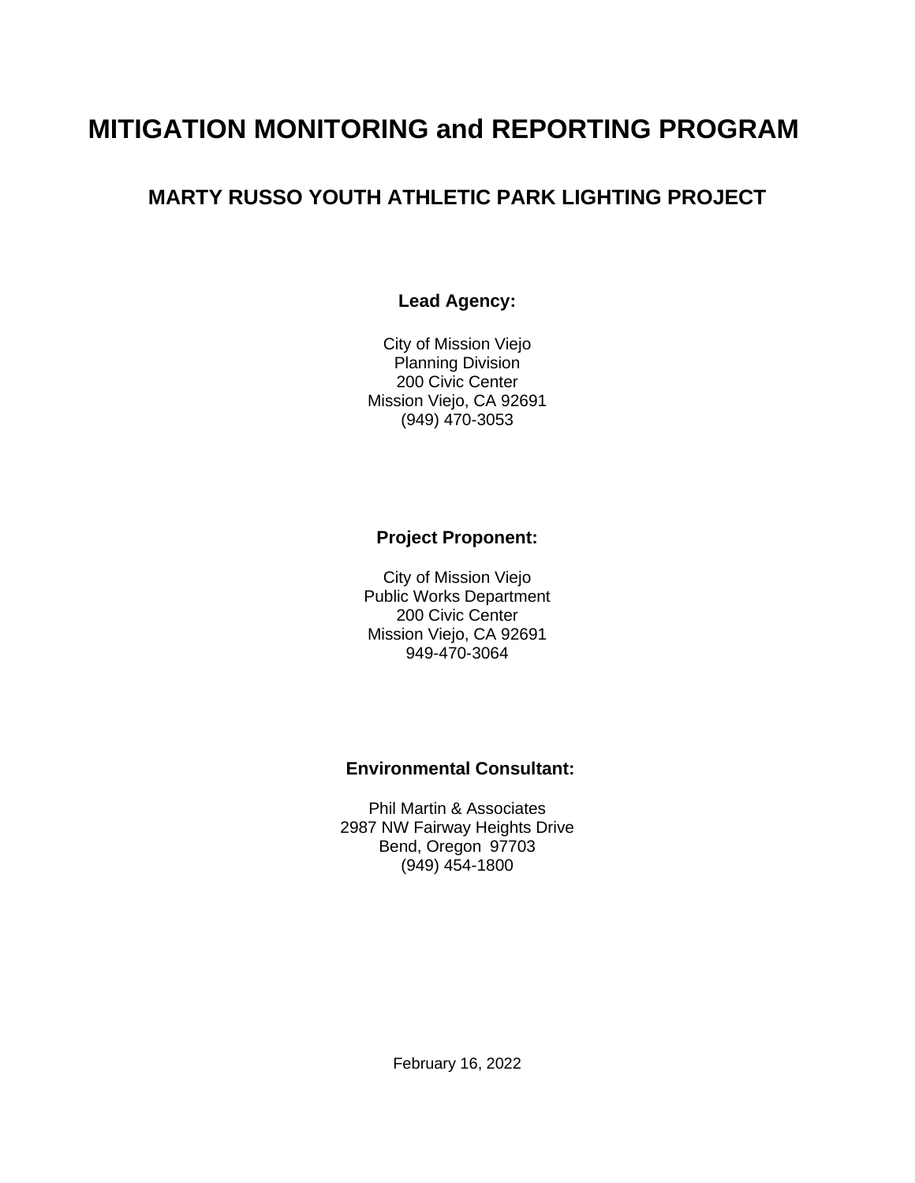# MITIGATION MONITORING and REPORTING PROGRAM

## MARTY RUSSO YOUTH ATHLETIC PARK LIGHTING PROJECT

**Lead Agency:**

City of Mission Viejo
Planning Division
200 Civic Center
Mission Viejo, CA 92691
(949) 470-3053

**Project Proponent:**

City of Mission Viejo
Public Works Department
200 Civic Center
Mission Viejo, CA 92691
949-470-3064

**Environmental Consultant:**

Phil Martin & Associates
2987 NW Fairway Heights Drive
Bend, Oregon 97703
(949) 454-1800

February 16, 2022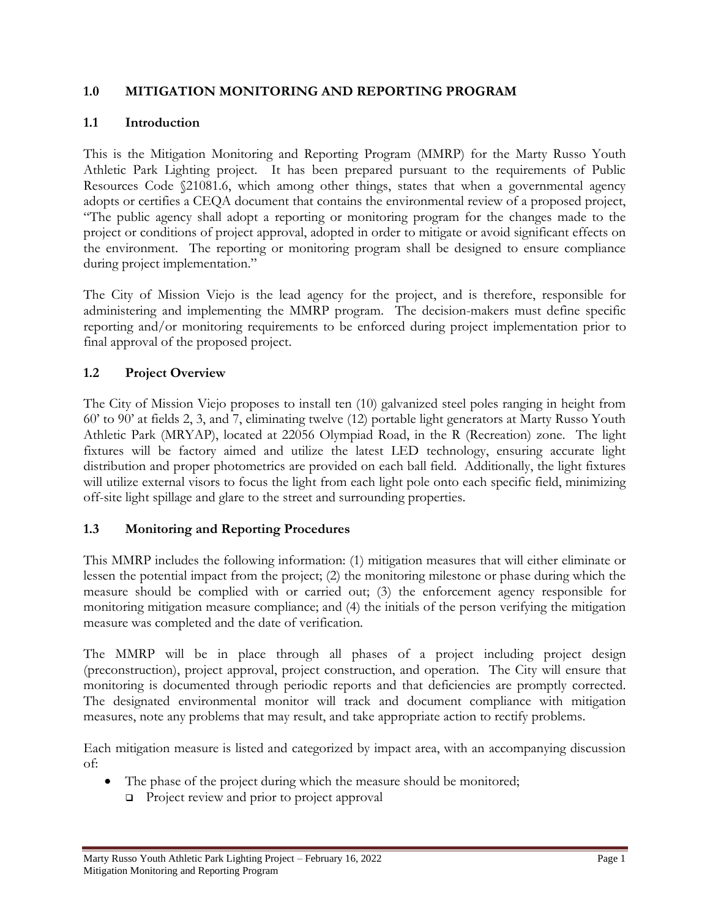## 1.0 MITIGATION MONITORING AND REPORTING PROGRAM

### 1.1 Introduction

This is the Mitigation Monitoring and Reporting Program (MMRP) for the Marty Russo Youth Athletic Park Lighting project. It has been prepared pursuant to the requirements of Public Resources Code §21081.6, which among other things, states that when a governmental agency adopts or certifies a CEQA document that contains the environmental review of a proposed project, "The public agency shall adopt a reporting or monitoring program for the changes made to the project or conditions of project approval, adopted in order to mitigate or avoid significant effects on the environment. The reporting or monitoring program shall be designed to ensure compliance during project implementation."

The City of Mission Viejo is the lead agency for the project, and is therefore, responsible for administering and implementing the MMRP program. The decision-makers must define specific reporting and/or monitoring requirements to be enforced during project implementation prior to final approval of the proposed project.

### 1.2 Project Overview

The City of Mission Viejo proposes to install ten (10) galvanized steel poles ranging in height from 60' to 90' at fields 2, 3, and 7, eliminating twelve (12) portable light generators at Marty Russo Youth Athletic Park (MRYAP), located at 22056 Olympiad Road, in the R (Recreation) zone. The light fixtures will be factory aimed and utilize the latest LED technology, ensuring accurate light distribution and proper photometrics are provided on each ball field. Additionally, the light fixtures will utilize external visors to focus the light from each light pole onto each specific field, minimizing off-site light spillage and glare to the street and surrounding properties.

### 1.3 Monitoring and Reporting Procedures

This MMRP includes the following information: (1) mitigation measures that will either eliminate or lessen the potential impact from the project; (2) the monitoring milestone or phase during which the measure should be complied with or carried out; (3) the enforcement agency responsible for monitoring mitigation measure compliance; and (4) the initials of the person verifying the mitigation measure was completed and the date of verification.

The MMRP will be in place through all phases of a project including project design (preconstruction), project approval, project construction, and operation. The City will ensure that monitoring is documented through periodic reports and that deficiencies are promptly corrected. The designated environmental monitor will track and document compliance with mitigation measures, note any problems that may result, and take appropriate action to rectify problems.

Each mitigation measure is listed and categorized by impact area, with an accompanying discussion of:

- The phase of the project during which the measure should be monitored;
  - Project review and prior to project approval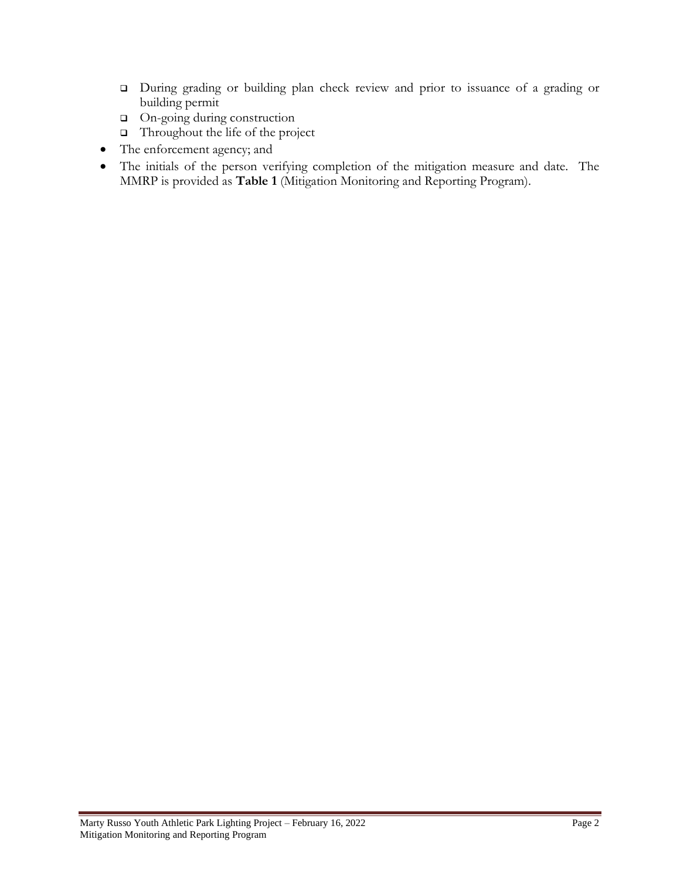- During grading or building plan check review and prior to issuance of a grading or building permit
  - On-going during construction
  - Throughout the life of the project
- The enforcement agency; and
- The initials of the person verifying completion of the mitigation measure and date. The MMRP is provided as **Table 1** (Mitigation Monitoring and Reporting Program).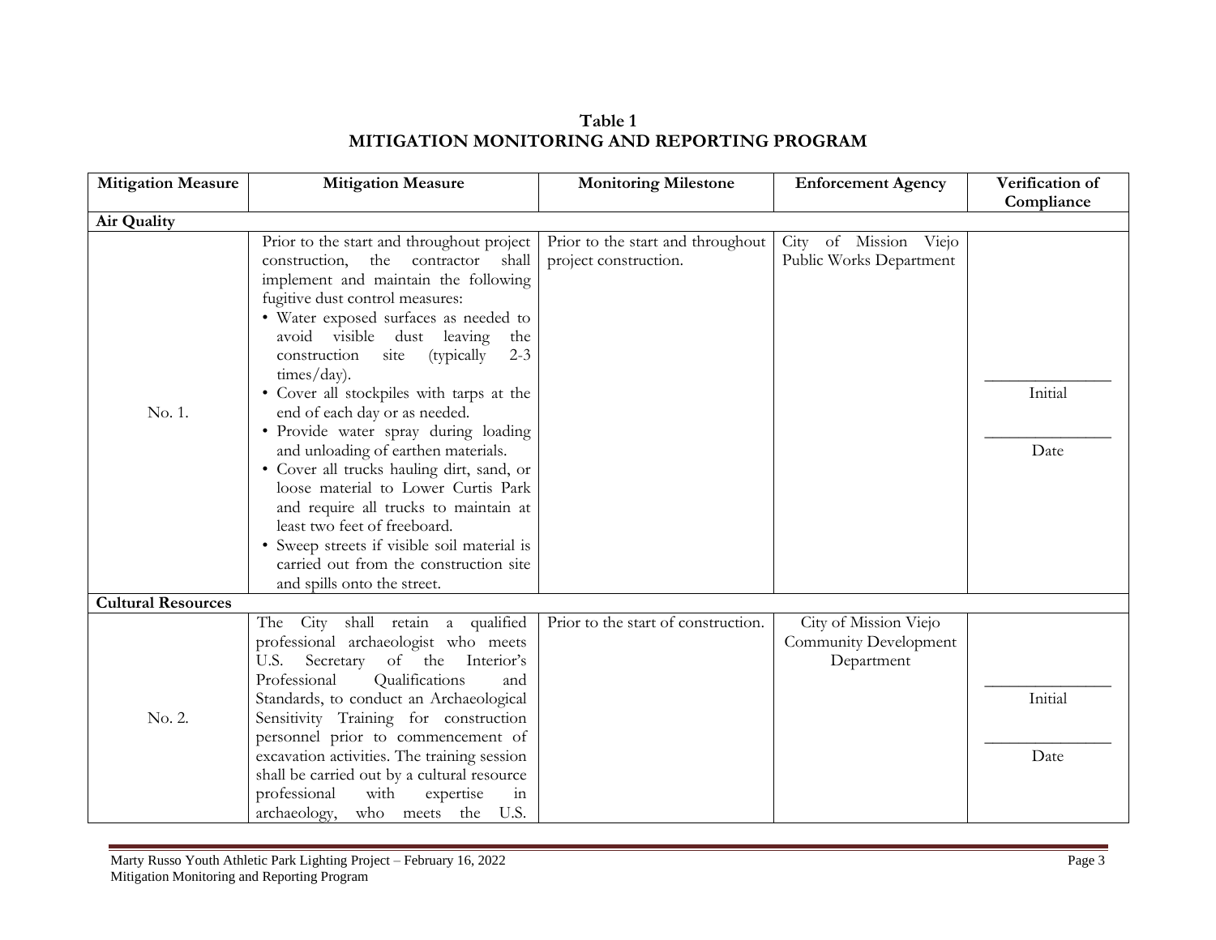**Table 1**
**MITIGATION MONITORING AND REPORTING PROGRAM**

| Mitigation Measure | Mitigation Measure | Monitoring Milestone | Enforcement Agency | Verification of Compliance |
|---|---|---|---|---|
| **Air Quality** | | | | |
| No. 1. | Prior to the start and throughout project construction, the contractor shall implement and maintain the following fugitive dust control measures:<br>• Water exposed surfaces as needed to avoid visible dust leaving the construction site (typically 2-3 times/day).<br>• Cover all stockpiles with tarps at the end of each day or as needed.<br>• Provide water spray during loading and unloading of earthen materials.<br>• Cover all trucks hauling dirt, sand, or loose material to Lower Curtis Park and require all trucks to maintain at least two feet of freeboard.<br>• Sweep streets if visible soil material is carried out from the construction site and spills onto the street. | Prior to the start and throughout project construction. | City of Mission Viejo Public Works Department | ______________ Initial<br>______________ Date |
| **Cultural Resources** | | | | |
| No. 2. | The City shall retain a qualified professional archaeologist who meets U.S. Secretary of the Interior's Professional Qualifications and Standards, to conduct an Archaeological Sensitivity Training for construction personnel prior to commencement of excavation activities. The training session shall be carried out by a cultural resource professional with expertise in archaeology, who meets the U.S. | Prior to the start of construction. | City of Mission Viejo Community Development Department | ______________ Initial<br>______________ Date |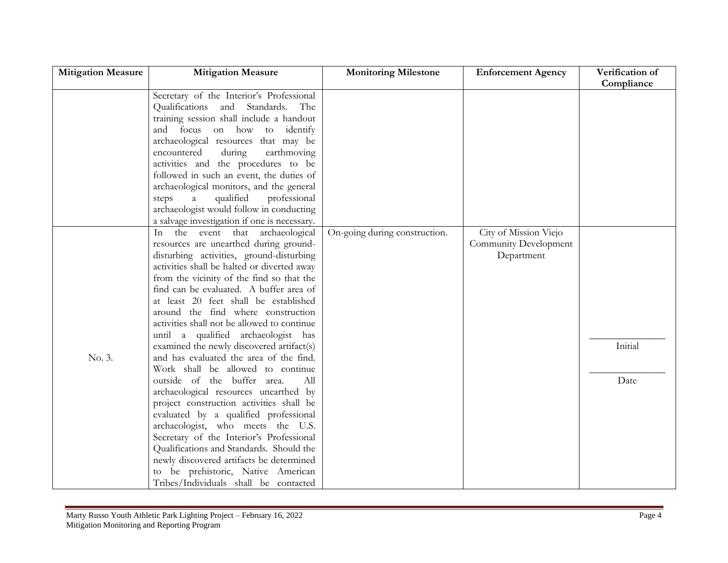| Mitigation Measure | Mitigation Measure | Monitoring Milestone | Enforcement Agency | Verification of Compliance |
|---|---|---|---|---|
| | Secretary of the Interior's Professional Qualifications and Standards. The training session shall include a handout and focus on how to identify archaeological resources that may be encountered during earthmoving activities and the procedures to be followed in such an event, the duties of archaeological monitors, and the general steps a qualified professional archaeologist would follow in conducting a salvage investigation if one is necessary. | | | |
| No. 3. | In the event that archaeological resources are unearthed during ground-disturbing activities, ground-disturbing activities shall be halted or diverted away from the vicinity of the find so that the find can be evaluated. A buffer area of at least 20 feet shall be established around the find where construction activities shall not be allowed to continue until a qualified archaeologist has examined the newly discovered artifact(s) and has evaluated the area of the find. Work shall be allowed to continue outside of the buffer area. All archaeological resources unearthed by project construction activities shall be evaluated by a qualified professional archaeologist, who meets the U.S. Secretary of the Interior's Professional Qualifications and Standards. Should the newly discovered artifacts be determined to be prehistoric, Native American Tribes/Individuals shall be contacted | On-going during construction. | City of Mission Viejo Community Development Department | _______________ Initial _______________ Date |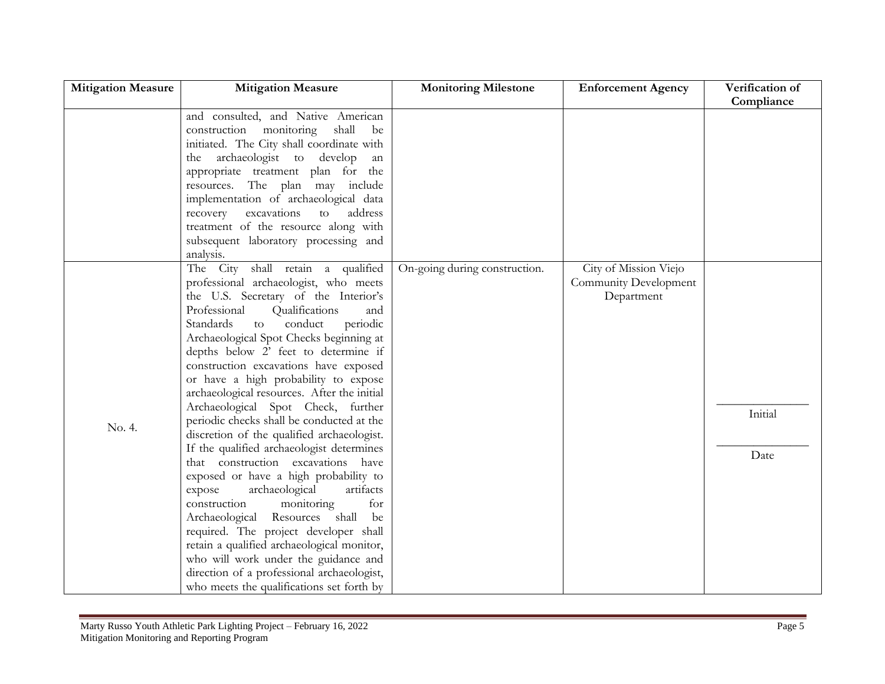| Mitigation Measure | Mitigation Measure | Monitoring Milestone | Enforcement Agency | Verification of Compliance |
| --- | --- | --- | --- | --- |
| | and consulted, and Native American construction monitoring shall be initiated. The City shall coordinate with the archaeologist to develop an appropriate treatment plan for the resources. The plan may include implementation of archaeological data recovery excavations to address treatment of the resource along with subsequent laboratory processing and analysis. | | | |
| No. 4. | The City shall retain a qualified professional archaeologist, who meets the U.S. Secretary of the Interior's Professional Qualifications and Standards to conduct periodic Archaeological Spot Checks beginning at depths below 2' feet to determine if construction excavations have exposed or have a high probability to expose archaeological resources. After the initial Archaeological Spot Check, further periodic checks shall be conducted at the discretion of the qualified archaeologist. If the qualified archaeologist determines that construction excavations have exposed or have a high probability to expose archaeological artifacts construction monitoring for Archaeological Resources shall be required. The project developer shall retain a qualified archaeological monitor, who will work under the guidance and direction of a professional archaeologist, who meets the qualifications set forth by | On-going during construction. | City of Mission Viejo Community Development Department | \_\_\_\_\_\_\_\_\_\_ Initial \_\_\_\_\_\_\_\_\_\_ Date |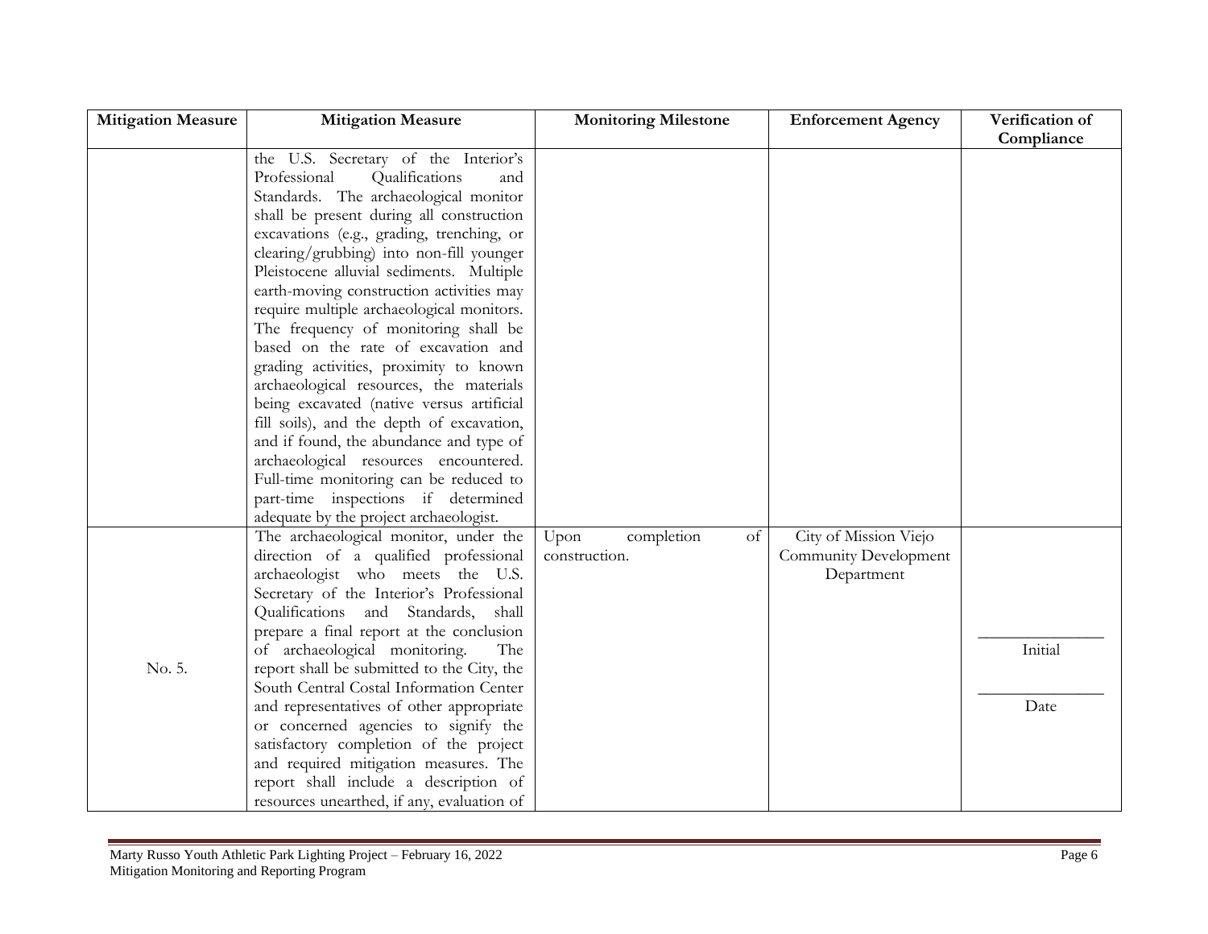| Mitigation Measure | Mitigation Measure | Monitoring Milestone | Enforcement Agency | Verification of Compliance |
|---|---|---|---|---|
| | the U.S. Secretary of the Interior's Professional Qualifications and Standards. The archaeological monitor shall be present during all construction excavations (e.g., grading, trenching, or clearing/grubbing) into non-fill younger Pleistocene alluvial sediments. Multiple earth-moving construction activities may require multiple archaeological monitors. The frequency of monitoring shall be based on the rate of excavation and grading activities, proximity to known archaeological resources, the materials being excavated (native versus artificial fill soils), and the depth of excavation, and if found, the abundance and type of archaeological resources encountered. Full-time monitoring can be reduced to part-time inspections if determined adequate by the project archaeologist. | | | |
| No. 5. | The archaeological monitor, under the direction of a qualified professional archaeologist who meets the U.S. Secretary of the Interior's Professional Qualifications and Standards, shall prepare a final report at the conclusion of archaeological monitoring. The report shall be submitted to the City, the South Central Costal Information Center and representatives of other appropriate or concerned agencies to signify the satisfactory completion of the project and required mitigation measures. The report shall include a description of resources unearthed, if any, evaluation of | Upon completion of construction. | City of Mission Viejo Community Development Department | \_\_\_\_\_\_\_\_\_\_\_\_ Initial<br>\_\_\_\_\_\_\_\_\_\_\_\_ Date |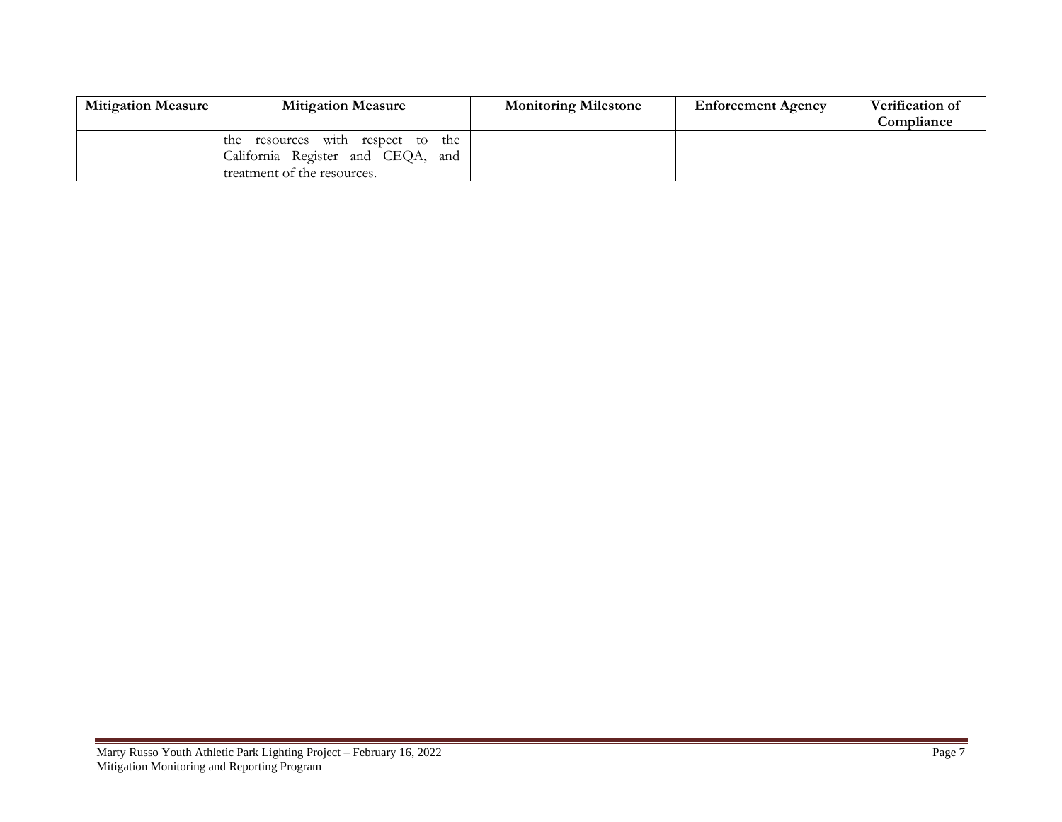| Mitigation Measure | Mitigation Measure | Monitoring Milestone | Enforcement Agency | Verification of Compliance |
|---|---|---|---|---|
| | the resources with respect to the California Register and CEQA, and treatment of the resources. | | | |